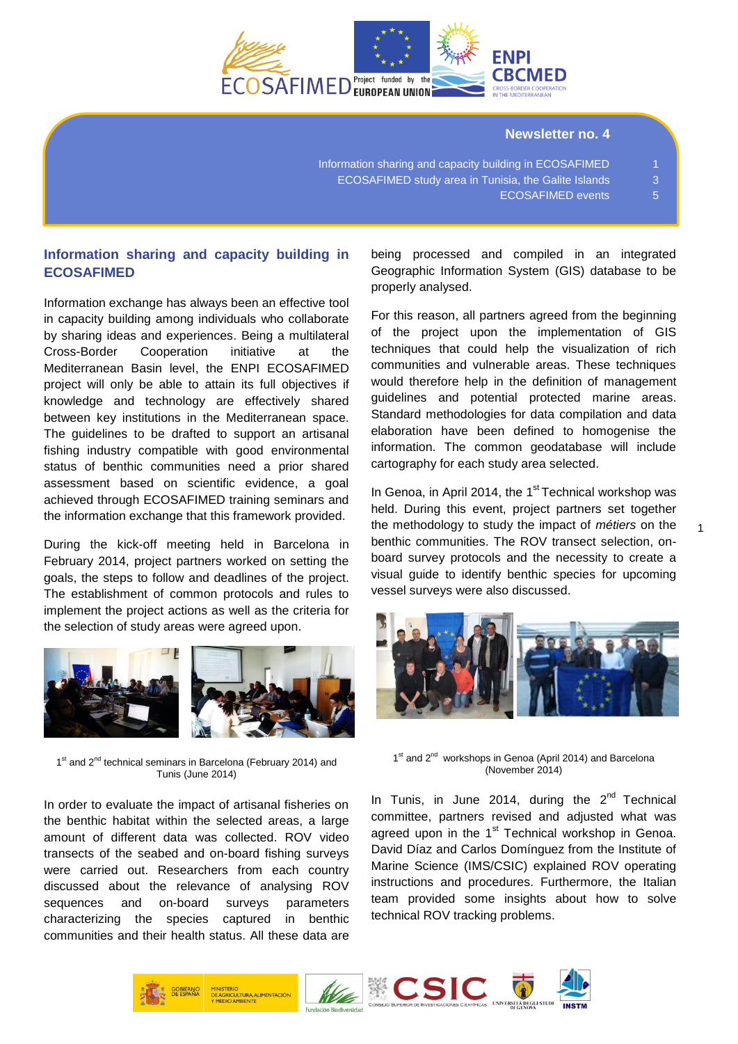## Newsletter no. 4

Information sharing and capacity building in ECOSAFIMED 1
ECOSAFIMED study area in Tunisia, the Galite Islands 3
ECOSAFIMED events 5

## Information sharing and capacity building in ECOSAFIMED

Information exchange has always been an effective tool in capacity building among individuals who collaborate by sharing ideas and experiences. Being a multilateral Cross-Border Cooperation initiative at the Mediterranean Basin level, the ENPI ECOSAFIMED project will only be able to attain its full objectives if knowledge and technology are effectively shared between key institutions in the Mediterranean space. The guidelines to be drafted to support an artisanal fishing industry compatible with good environmental status of benthic communities need a prior shared assessment based on scientific evidence, a goal achieved through ECOSAFIMED training seminars and the information exchange that this framework provided.

During the kick-off meeting held in Barcelona in February 2014, project partners worked on setting the goals, the steps to follow and deadlines of the project. The establishment of common protocols and rules to implement the project actions as well as the criteria for the selection of study areas were agreed upon.

1st and 2nd technical seminars in Barcelona (February 2014) and Tunis (June 2014)

In order to evaluate the impact of artisanal fisheries on the benthic habitat within the selected areas, a large amount of different data was collected. ROV video transects of the seabed and on-board fishing surveys were carried out. Researchers from each country discussed about the relevance of analysing ROV sequences and on-board surveys parameters characterizing the species captured in benthic communities and their health status. All these data are being processed and compiled in an integrated Geographic Information System (GIS) database to be properly analysed.

For this reason, all partners agreed from the beginning of the project upon the implementation of GIS techniques that could help the visualization of rich communities and vulnerable areas. These techniques would therefore help in the definition of management guidelines and potential protected marine areas. Standard methodologies for data compilation and data elaboration have been defined to homogenise the information. The common geodatabase will include cartography for each study area selected.

In Genoa, in April 2014, the 1st Technical workshop was held. During this event, project partners set together the methodology to study the impact of *métiers* on the benthic communities. The ROV transect selection, on-board survey protocols and the necessity to create a visual guide to identify benthic species for upcoming vessel surveys were also discussed.

1st and 2nd workshops in Genoa (April 2014) and Barcelona (November 2014)

In Tunis, in June 2014, during the 2nd Technical committee, partners revised and adjusted what was agreed upon in the 1st Technical workshop in Genoa. David Díaz and Carlos Domínguez from the Institute of Marine Science (IMS/CSIC) explained ROV operating instructions and procedures. Furthermore, the Italian team provided some insights about how to solve technical ROV tracking problems.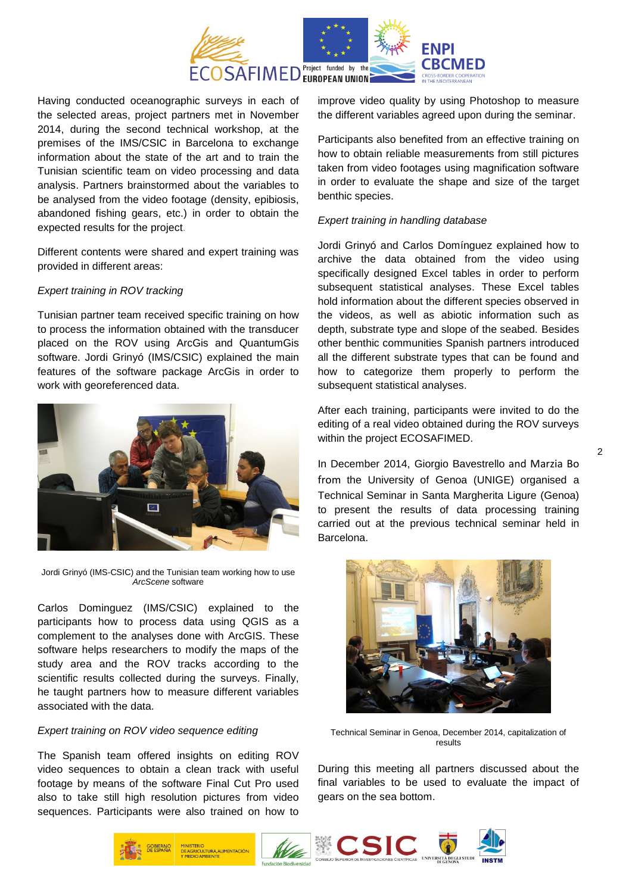Having conducted oceanographic surveys in each of the selected areas, project partners met in November 2014, during the second technical workshop, at the premises of the IMS/CSIC in Barcelona to exchange information about the state of the art and to train the Tunisian scientific team on video processing and data analysis. Partners brainstormed about the variables to be analysed from the video footage (density, epibiosis, abandoned fishing gears, etc.) in order to obtain the expected results for the project.

Different contents were shared and expert training was provided in different areas:

*Expert training in ROV tracking*

Tunisian partner team received specific training on how to process the information obtained with the transducer placed on the ROV using ArcGis and QuantumGis software. Jordi Grinyó (IMS/CSIC) explained the main features of the software package ArcGis in order to work with georeferenced data.

Jordi Grinyó (IMS-CSIC) and the Tunisian team working how to use *ArcScene* software

Carlos Dominguez (IMS/CSIC) explained to the participants how to process data using QGIS as a complement to the analyses done with ArcGIS. These software helps researchers to modify the maps of the study area and the ROV tracks according to the scientific results collected during the surveys. Finally, he taught partners how to measure different variables associated with the data.

*Expert training on ROV video sequence editing*

The Spanish team offered insights on editing ROV video sequences to obtain a clean track with useful footage by means of the software Final Cut Pro used also to take still high resolution pictures from video sequences. Participants were also trained on how to improve video quality by using Photoshop to measure the different variables agreed upon during the seminar.

Participants also benefited from an effective training on how to obtain reliable measurements from still pictures taken from video footages using magnification software in order to evaluate the shape and size of the target benthic species.

*Expert training in handling database*

Jordi Grinyó and Carlos Domínguez explained how to archive the data obtained from the video using specifically designed Excel tables in order to perform subsequent statistical analyses. These Excel tables hold information about the different species observed in the videos, as well as abiotic information such as depth, substrate type and slope of the seabed. Besides other benthic communities Spanish partners introduced all the different substrate types that can be found and how to categorize them properly to perform the subsequent statistical analyses.

After each training, participants were invited to do the editing of a real video obtained during the ROV surveys within the project ECOSAFIMED.

In December 2014, Giorgio Bavestrello and Marzia Bo from the University of Genoa (UNIGE) organised a Technical Seminar in Santa Margherita Ligure (Genoa) to present the results of data processing training carried out at the previous technical seminar held in Barcelona.

Technical Seminar in Genoa, December 2014, capitalization of results

During this meeting all partners discussed about the final variables to be used to evaluate the impact of gears on the sea bottom.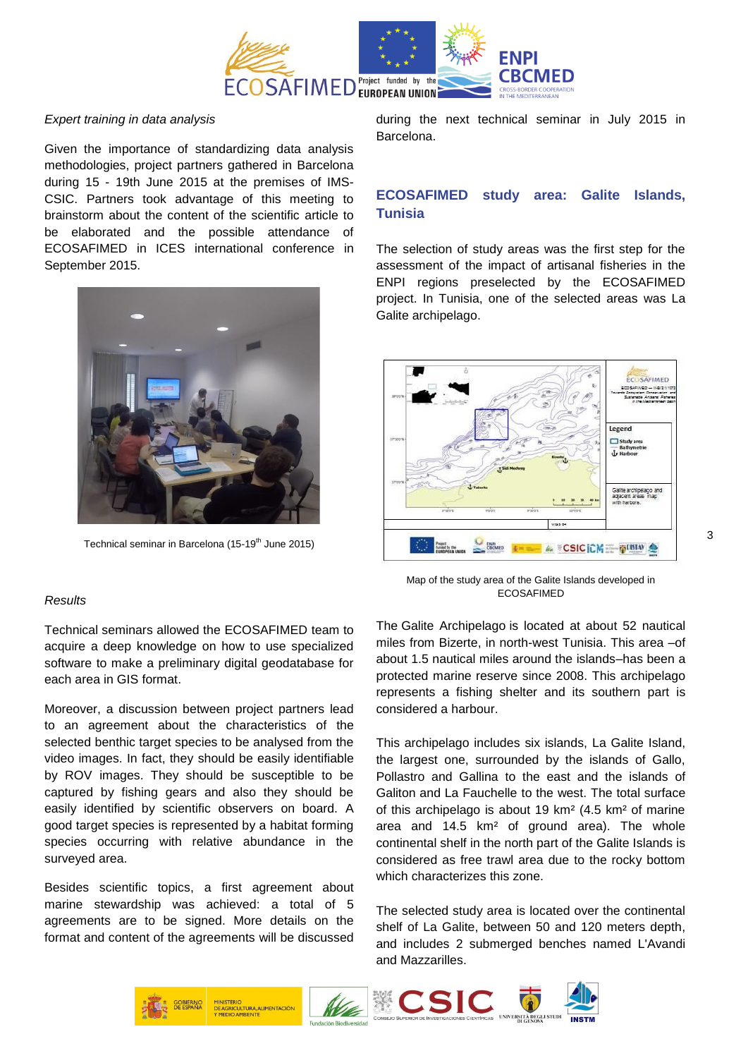*Expert training in data analysis*

Given the importance of standardizing data analysis methodologies, project partners gathered in Barcelona during 15 - 19th June 2015 at the premises of IMS-CSIC. Partners took advantage of this meeting to brainstorm about the content of the scientific article to be elaborated and the possible attendance of ECOSAFIMED in ICES international conference in September 2015.

Technical seminar in Barcelona (15-19th June 2015)

*Results*

Technical seminars allowed the ECOSAFIMED team to acquire a deep knowledge on how to use specialized software to make a preliminary digital geodatabase for each area in GIS format.

Moreover, a discussion between project partners lead to an agreement about the characteristics of the selected benthic target species to be analysed from the video images. In fact, they should be easily identifiable by ROV images. They should be susceptible to be captured by fishing gears and also they should be easily identified by scientific observers on board. A good target species is represented by a habitat forming species occurring with relative abundance in the surveyed area.

Besides scientific topics, a first agreement about marine stewardship was achieved: a total of 5 agreements are to be signed. More details on the format and content of the agreements will be discussed during the next technical seminar in July 2015 in Barcelona.

## ECOSAFIMED study area: Galite Islands, Tunisia

The selection of study areas was the first step for the assessment of the impact of artisanal fisheries in the ENPI regions preselected by the ECOSAFIMED project. In Tunisia, one of the selected areas was La Galite archipelago.

Map of the study area of the Galite Islands developed in ECOSAFIMED

The Galite Archipelago is located at about 52 nautical miles from Bizerte, in north-west Tunisia. This area –of about 1.5 nautical miles around the islands–has been a protected marine reserve since 2008. This archipelago represents a fishing shelter and its southern part is considered a harbour.

This archipelago includes six islands, La Galite Island, the largest one, surrounded by the islands of Gallo, Pollastro and Gallina to the east and the islands of Galiton and La Fauchelle to the west. The total surface of this archipelago is about 19 km² (4.5 km² of marine area and 14.5 km² of ground area). The whole continental shelf in the north part of the Galite Islands is considered as free trawl area due to the rocky bottom which characterizes this zone.

The selected study area is located over the continental shelf of La Galite, between 50 and 120 meters depth, and includes 2 submerged benches named L'Avandi and Mazzarilles.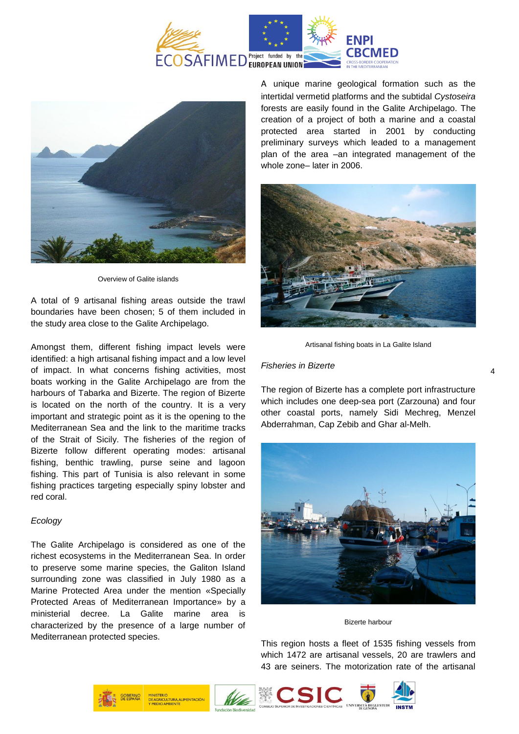Overview of Galite islands

A total of 9 artisanal fishing areas outside the trawl boundaries have been chosen; 5 of them included in the study area close to the Galite Archipelago.

Amongst them, different fishing impact levels were identified: a high artisanal fishing impact and a low level of impact. In what concerns fishing activities, most boats working in the Galite Archipelago are from the harbours of Tabarka and Bizerte. The region of Bizerte is located on the north of the country. It is a very important and strategic point as it is the opening to the Mediterranean Sea and the link to the maritime tracks of the Strait of Sicily. The fisheries of the region of Bizerte follow different operating modes: artisanal fishing, benthic trawling, purse seine and lagoon fishing. This part of Tunisia is also relevant in some fishing practices targeting especially spiny lobster and red coral.

*Ecology*

The Galite Archipelago is considered as one of the richest ecosystems in the Mediterranean Sea. In order to preserve some marine species, the Galiton Island surrounding zone was classified in July 1980 as a Marine Protected Area under the mention «Specially Protected Areas of Mediterranean Importance» by a ministerial decree. La Galite marine area is characterized by the presence of a large number of Mediterranean protected species.

A unique marine geological formation such as the intertidal vermetid platforms and the subtidal *Cystoseira* forests are easily found in the Galite Archipelago. The creation of a project of both a marine and a coastal protected area started in 2001 by conducting preliminary surveys which leaded to a management plan of the area –an integrated management of the whole zone– later in 2006.

Artisanal fishing boats in La Galite Island

*Fisheries in Bizerte*

The region of Bizerte has a complete port infrastructure which includes one deep-sea port (Zarzouna) and four other coastal ports, namely Sidi Mechreg, Menzel Abderrahman, Cap Zebib and Ghar al-Melh.

Bizerte harbour

This region hosts a fleet of 1535 fishing vessels from which 1472 are artisanal vessels, 20 are trawlers and 43 are seiners. The motorization rate of the artisanal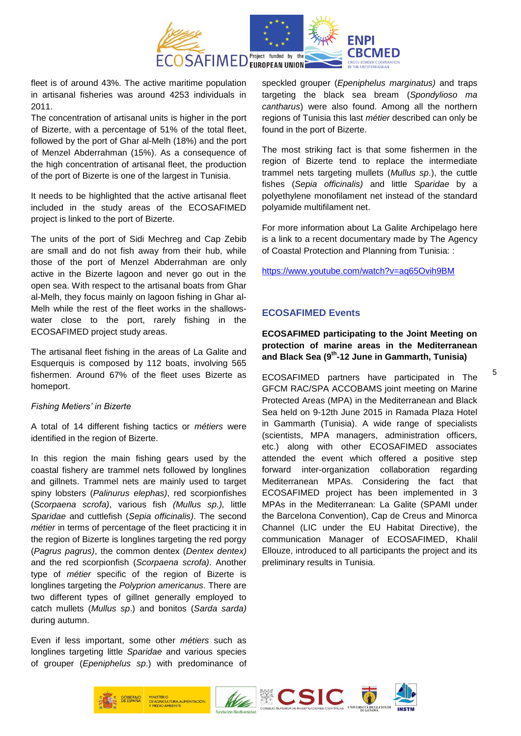fleet is of around 43%. The active maritime population in artisanal fisheries was around 4253 individuals in 2011.

The concentration of artisanal units is higher in the port of Bizerte, with a percentage of 51% of the total fleet, followed by the port of Ghar al-Melh (18%) and the port of Menzel Abderrahman (15%). As a consequence of the high concentration of artisanal fleet, the production of the port of Bizerte is one of the largest in Tunisia.

It needs to be highlighted that the active artisanal fleet included in the study areas of the ECOSAFIMED project is linked to the port of Bizerte.

The units of the port of Sidi Mechreg and Cap Zebib are small and do not fish away from their hub, while those of the port of Menzel Abderrahman are only active in the Bizerte lagoon and never go out in the open sea. With respect to the artisanal boats from Ghar al-Melh, they focus mainly on lagoon fishing in Ghar al-Melh while the rest of the fleet works in the shallows-water close to the port, rarely fishing in the ECOSAFIMED project study areas.

The artisanal fleet fishing in the areas of La Galite and Esquerquis is composed by 112 boats, involving 565 fishermen. Around 67% of the fleet uses Bizerte as homeport.

*Fishing Metiers' in Bizerte*

A total of 14 different fishing tactics or *métiers* were identified in the region of Bizerte.

In this region the main fishing gears used by the coastal fishery are trammel nets followed by longlines and gillnets. Trammel nets are mainly used to target spiny lobsters (*Palinurus elephas)*, red scorpionfishes (*Scorpaena scrofa)*, various fish *(Mullus sp.),* little *Sparidae* and cuttlefish (*Sepia officinalis)*. The second *métier* in terms of percentage of the fleet practicing it in the region of Bizerte is longlines targeting the red porgy (*Pagrus pagrus)*, the common dentex (*Dentex dentex)* and the red scorpionfish (*Scorpaena scrofa)*. Another type of *métier* specific of the region of Bizerte is longlines targeting the *Polyprion americanus*. There are two different types of gillnet generally employed to catch mullets (*Mullus sp*.) and bonitos (*Sarda sarda)* during autumn.

Even if less important, some other *métiers* such as longlines targeting little *Sparidae* and various species of grouper (*Epeniphelus sp*.) with predominance of speckled grouper (*Epeniphelus marginatus)* and traps targeting the black sea bream (*Spondylioso ma cantharus*) were also found. Among all the northern regions of Tunisia this last *métier* described can only be found in the port of Bizerte.

The most striking fact is that some fishermen in the region of Bizerte tend to replace the intermediate trammel nets targeting mullets (*Mullus sp*.), the cuttle fishes (*Sepia officinalis)* and little S*paridae* by a polyethylene monofilament net instead of the standard polyamide multifilament net.

For more information about La Galite Archipelago here is a link to a recent documentary made by The Agency of Coastal Protection and Planning from Tunisia: :

https://www.youtube.com/watch?v=aq65Ovih9BM

## ECOSAFIMED Events

**ECOSAFIMED participating to the Joint Meeting on protection of marine areas in the Mediterranean and Black Sea (9th-12 June in Gammarth, Tunisia)**

ECOSAFIMED partners have participated in The GFCM RAC/SPA ACCOBAMS joint meeting on Marine Protected Areas (MPA) in the Mediterranean and Black Sea held on 9-12th June 2015 in Ramada Plaza Hotel in Gammarth (Tunisia). A wide range of specialists (scientists, MPA managers, administration officers, etc.) along with other ECOSAFIMED associates attended the event which offered a positive step forward inter-organization collaboration regarding Mediterranean MPAs. Considering the fact that ECOSAFIMED project has been implemented in 3 MPAs in the Mediterranean: La Galite (SPAMI under the Barcelona Convention), Cap de Creus and Minorca Channel (LIC under the EU Habitat Directive), the communication Manager of ECOSAFIMED, Khalil Ellouze, introduced to all participants the project and its preliminary results in Tunisia.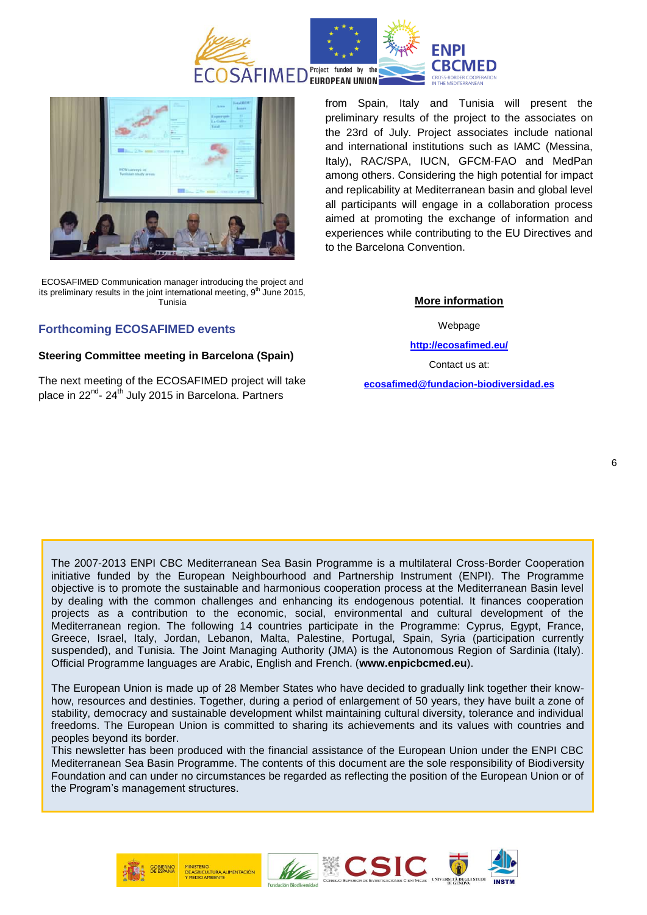ECOSAFIMED Communication manager introducing the project and its preliminary results in the joint international meeting, 9th June 2015, Tunisia

## Forthcoming ECOSAFIMED events

### Steering Committee meeting in Barcelona (Spain)

The next meeting of the ECOSAFIMED project will take place in 22nd- 24th July 2015 in Barcelona. Partners from Spain, Italy and Tunisia will present the preliminary results of the project to the associates on the 23rd of July. Project associates include national and international institutions such as IAMC (Messina, Italy), RAC/SPA, IUCN, GFCM-FAO and MedPan among others. Considering the high potential for impact and replicability at Mediterranean basin and global level all participants will engage in a collaboration process aimed at promoting the exchange of information and experiences while contributing to the EU Directives and to the Barcelona Convention.

**More information**

Webpage

**http://ecosafimed.eu/**

Contact us at:

**ecosafimed@fundacion-biodiversidad.es**

The 2007-2013 ENPI CBC Mediterranean Sea Basin Programme is a multilateral Cross-Border Cooperation initiative funded by the European Neighbourhood and Partnership Instrument (ENPI). The Programme objective is to promote the sustainable and harmonious cooperation process at the Mediterranean Basin level by dealing with the common challenges and enhancing its endogenous potential. It finances cooperation projects as a contribution to the economic, social, environmental and cultural development of the Mediterranean region. The following 14 countries participate in the Programme: Cyprus, Egypt, France, Greece, Israel, Italy, Jordan, Lebanon, Malta, Palestine, Portugal, Spain, Syria (participation currently suspended), and Tunisia. The Joint Managing Authority (JMA) is the Autonomous Region of Sardinia (Italy). Official Programme languages are Arabic, English and French. (**www.enpicbcmed.eu**).

The European Union is made up of 28 Member States who have decided to gradually link together their know-how, resources and destinies. Together, during a period of enlargement of 50 years, they have built a zone of stability, democracy and sustainable development whilst maintaining cultural diversity, tolerance and individual freedoms. The European Union is committed to sharing its achievements and its values with countries and peoples beyond its border.

This newsletter has been produced with the financial assistance of the European Union under the ENPI CBC Mediterranean Sea Basin Programme. The contents of this document are the sole responsibility of Biodiversity Foundation and can under no circumstances be regarded as reflecting the position of the European Union or of the Program's management structures.